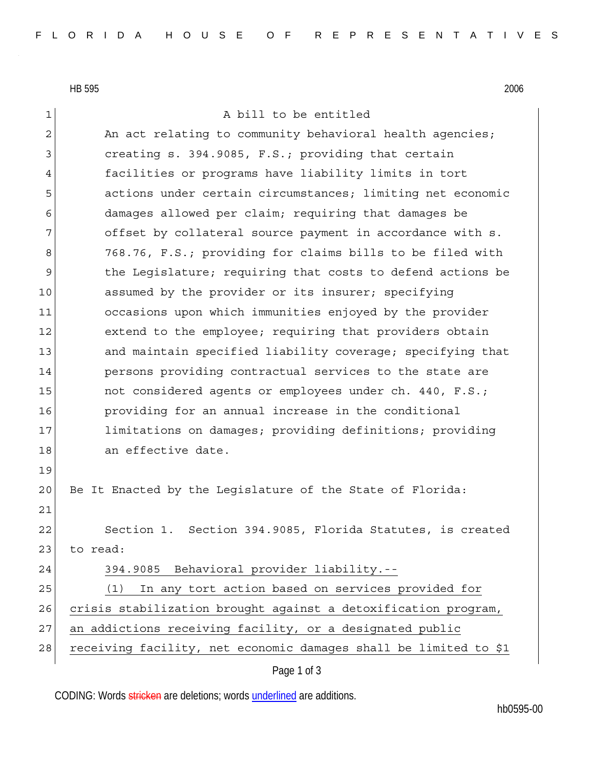HB 595 2006

A bill to be entitled

An act relating to community behavioral health agencies; creating s. 394.9085, F.S.; providing that certain facilities or programs have liability limits in tort actions under certain circumstances; limiting net economic damages allowed per claim; requiring that damages be offset by collateral source payment in accordance with s. 768.76, F.S.; providing for claims bills to be filed with the Legislature; requiring that costs to defend actions be assumed by the provider or its insurer; specifying occasions upon which immunities enjoyed by the provider extend to the employee; requiring that providers obtain and maintain specified liability coverage; specifying that persons providing contractual services to the state are not considered agents or employees under ch. 440, F.S.; providing for an annual increase in the conditional limitations on damages; providing definitions; providing an effective date.

Be It Enacted by the Legislature of the State of Florida:

Section 1. Section 394.9085, Florida Statutes, is created to read:

394.9085 Behavioral provider liability.--

(1) In any tort action based on services provided for crisis stabilization brought against a detoxification program, an addictions receiving facility, or a designated public receiving facility, net economic damages shall be limited to $1

CODING: Words stricken are deletions; words underlined are additions.

hb0595-00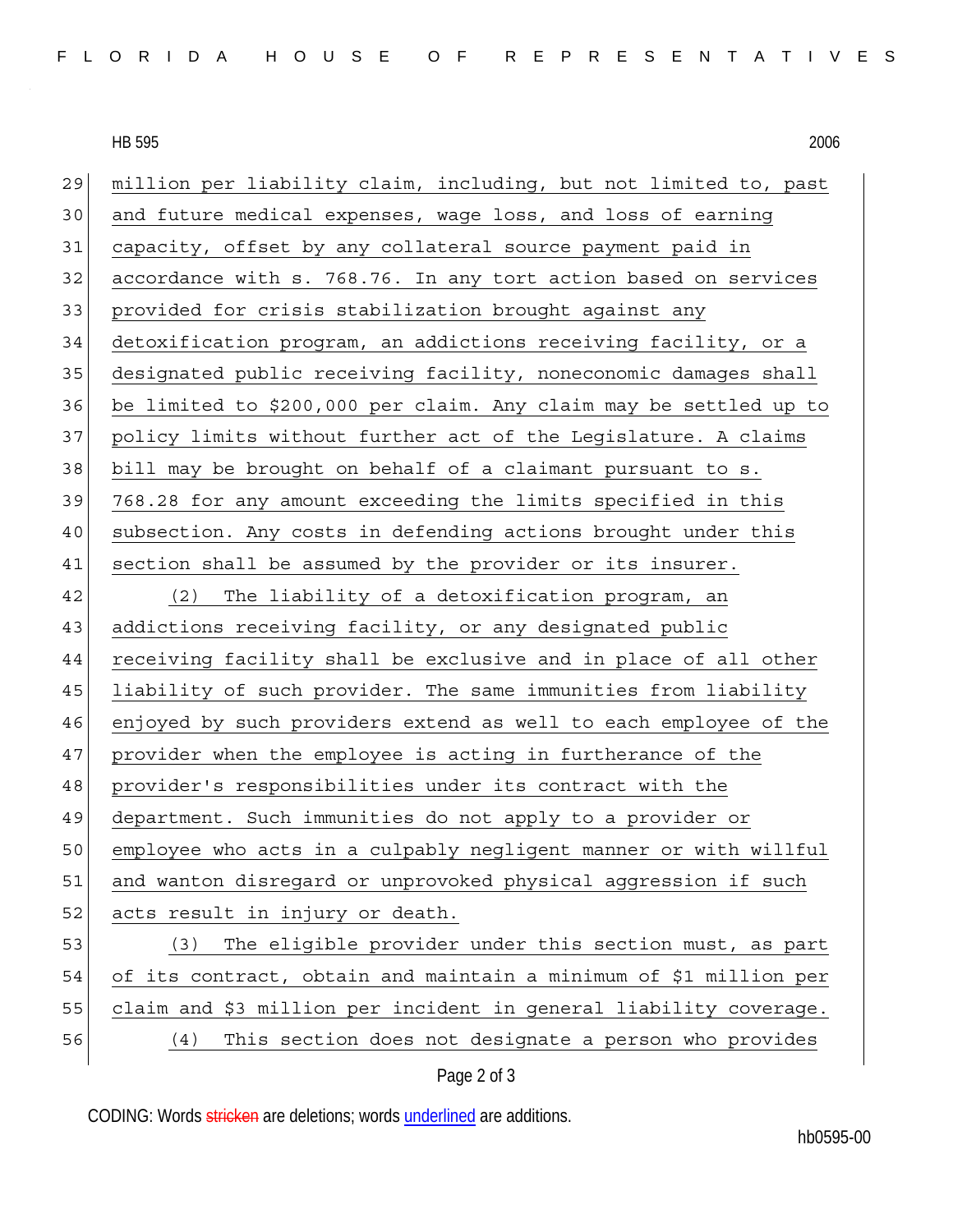million per liability claim, including, but not limited to, past and future medical expenses, wage loss, and loss of earning capacity, offset by any collateral source payment paid in accordance with s. 768.76. In any tort action based on services provided for crisis stabilization brought against any detoxification program, an addictions receiving facility, or a designated public receiving facility, noneconomic damages shall be limited to $200,000 per claim. Any claim may be settled up to policy limits without further act of the Legislature. A claims bill may be brought on behalf of a claimant pursuant to s. 768.28 for any amount exceeding the limits specified in this subsection. Any costs in defending actions brought under this section shall be assumed by the provider or its insurer.

(2) The liability of a detoxification program, an addictions receiving facility, or any designated public receiving facility shall be exclusive and in place of all other liability of such provider. The same immunities from liability enjoyed by such providers extend as well to each employee of the provider when the employee is acting in furtherance of the provider's responsibilities under its contract with the department. Such immunities do not apply to a provider or employee who acts in a culpably negligent manner or with willful and wanton disregard or unprovoked physical aggression if such acts result in injury or death.

(3) The eligible provider under this section must, as part of its contract, obtain and maintain a minimum of $1 million per claim and $3 million per incident in general liability coverage.

(4) This section does not designate a person who provides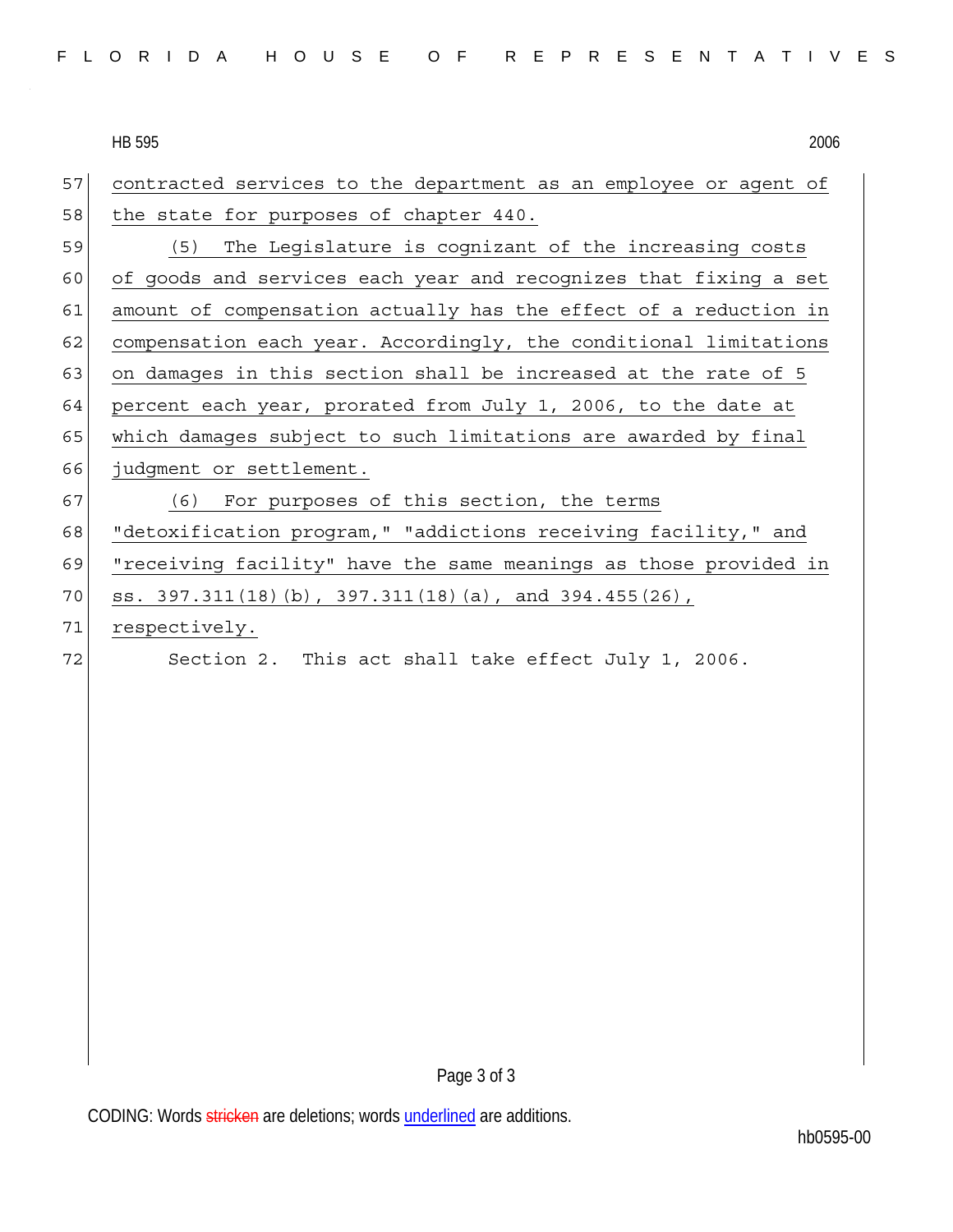contracted services to the department as an employee or agent of the state for purposes of chapter 440.

(5) The Legislature is cognizant of the increasing costs of goods and services each year and recognizes that fixing a set amount of compensation actually has the effect of a reduction in compensation each year. Accordingly, the conditional limitations on damages in this section shall be increased at the rate of 5 percent each year, prorated from July 1, 2006, to the date at which damages subject to such limitations are awarded by final judgment or settlement.

(6) For purposes of this section, the terms "detoxification program," "addictions receiving facility," and "receiving facility" have the same meanings as those provided in ss. 397.311(18)(b), 397.311(18)(a), and 394.455(26), respectively.

Section 2. This act shall take effect July 1, 2006.

CODING: Words stricken are deletions; words underlined are additions.